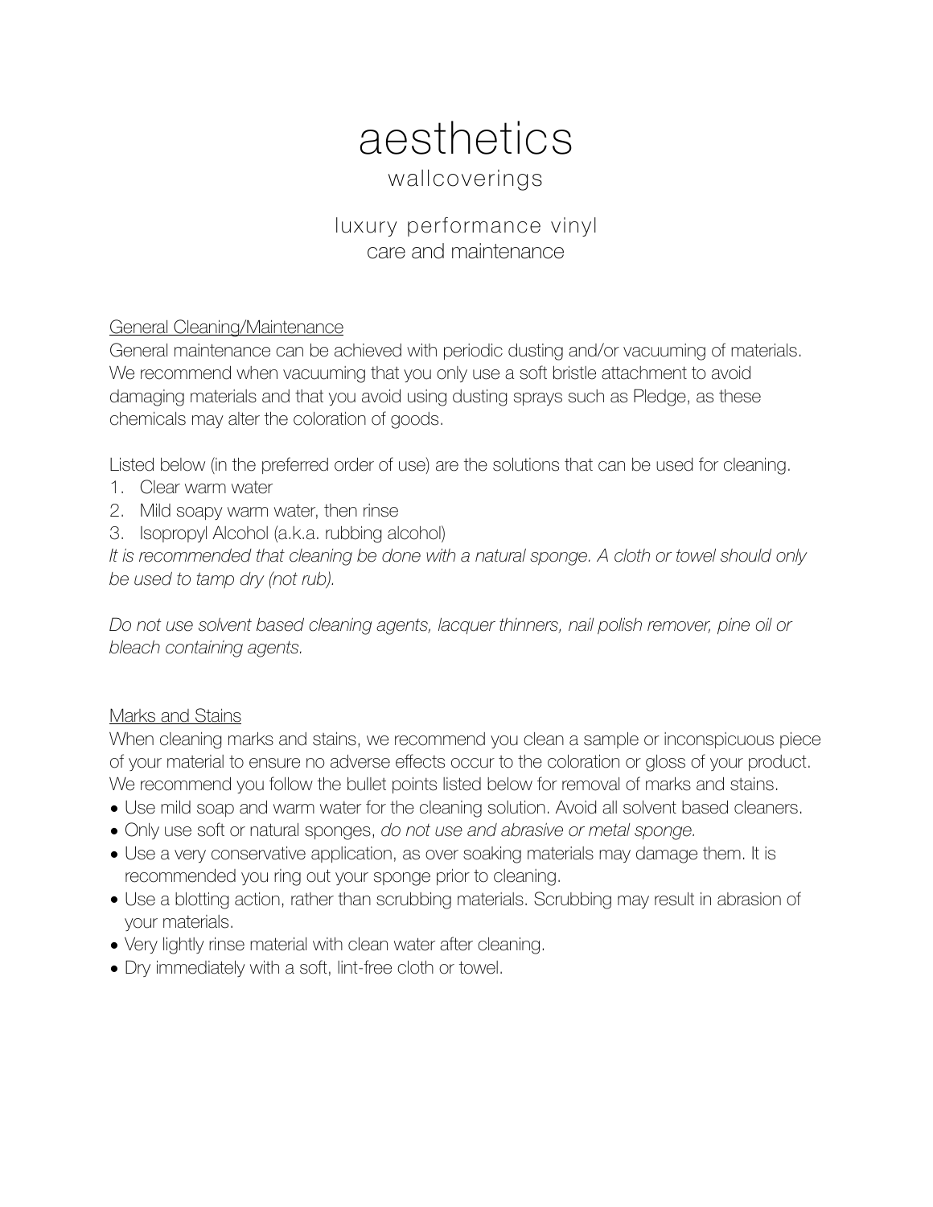# aesthetics

## wallcoverings

### luxury performance vinyl
### care and maintenance

General Cleaning/Maintenance

General maintenance can be achieved with periodic dusting and/or vacuuming of materials. We recommend when vacuuming that you only use a soft bristle attachment to avoid damaging materials and that you avoid using dusting sprays such as Pledge, as these chemicals may alter the coloration of goods.

Listed below (in the preferred order of use) are the solutions that can be used for cleaning.

1. Clear warm water
2. Mild soapy warm water, then rinse
3. Isopropyl Alcohol (a.k.a. rubbing alcohol)

*It is recommended that cleaning be done with a natural sponge. A cloth or towel should only be used to tamp dry (not rub).*

*Do not use solvent based cleaning agents, lacquer thinners, nail polish remover, pine oil or bleach containing agents.*

Marks and Stains

When cleaning marks and stains, we recommend you clean a sample or inconspicuous piece of your material to ensure no adverse effects occur to the coloration or gloss of your product. We recommend you follow the bullet points listed below for removal of marks and stains.

- Use mild soap and warm water for the cleaning solution. Avoid all solvent based cleaners.
- Only use soft or natural sponges, *do not use and abrasive or metal sponge.*
- Use a very conservative application, as over soaking materials may damage them. It is recommended you ring out your sponge prior to cleaning.
- Use a blotting action, rather than scrubbing materials. Scrubbing may result in abrasion of your materials.
- Very lightly rinse material with clean water after cleaning.
- Dry immediately with a soft, lint-free cloth or towel.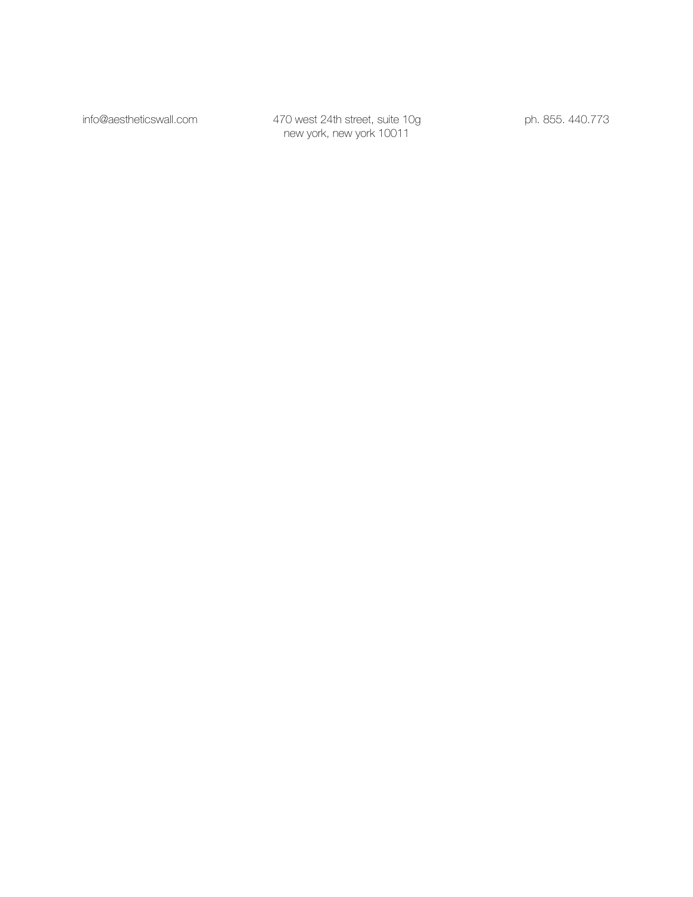info@aestheticswall.com

470 west 24th street, suite 10g
new york, new york 10011

ph. 855. 440.773